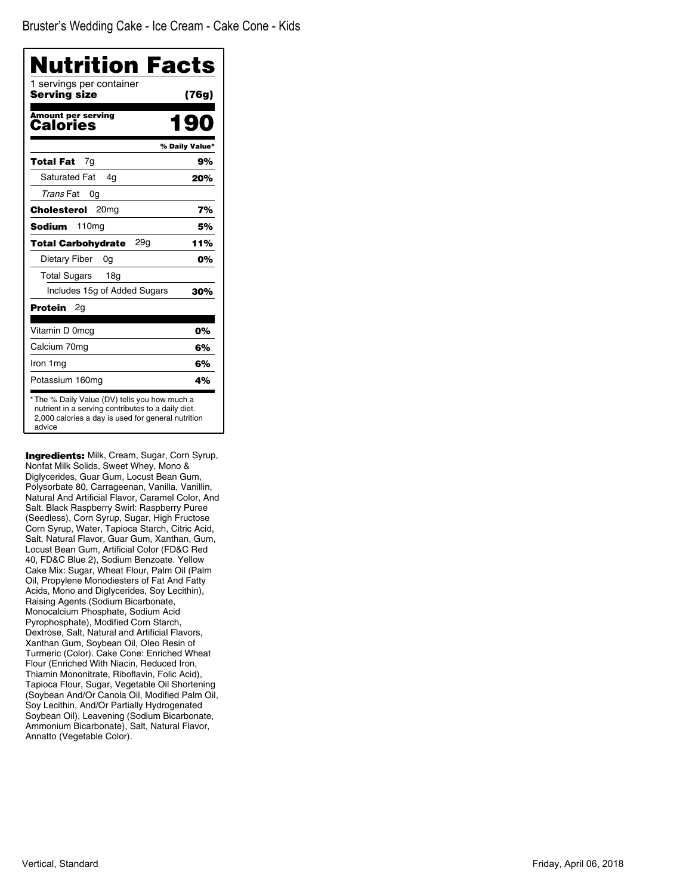Bruster's Wedding Cake - Ice Cream - Cake Cone - Kids

# Nutrition Facts

1 servings per container
**Serving size** **(76g)**

**Amount per serving**
**Calories** **190**

| | % Daily Value* |
|---|---|
| **Total Fat** 7g | **9%** |
| Saturated Fat 4g | **20%** |
| *Trans* Fat 0g | |
| **Cholesterol** 20mg | **7%** |
| **Sodium** 110mg | **5%** |
| **Total Carbohydrate** 29g | **11%** |
| Dietary Fiber 0g | **0%** |
| Total Sugars 18g | |
| Includes 15g of Added Sugars | **30%** |
| **Protein** 2g | |
| Vitamin D 0mcg | **0%** |
| Calcium 70mg | **6%** |
| Iron 1mg | **6%** |
| Potassium 160mg | **4%** |

* The % Daily Value (DV) tells you how much a nutrient in a serving contributes to a daily diet. 2,000 calories a day is used for general nutrition advice

**Ingredients:** Milk, Cream, Sugar, Corn Syrup, Nonfat Milk Solids, Sweet Whey, Mono & Diglycerides, Guar Gum, Locust Bean Gum, Polysorbate 80, Carrageenan, Vanilla, Vanillin, Natural And Artificial Flavor, Caramel Color, And Salt. Black Raspberry Swirl: Raspberry Puree (Seedless), Corn Syrup, Sugar, High Fructose Corn Syrup, Water, Tapioca Starch, Citric Acid, Salt, Natural Flavor, Guar Gum, Xanthan, Gum, Locust Bean Gum, Artificial Color (FD&C Red 40, FD&C Blue 2), Sodium Benzoate. Yellow Cake Mix: Sugar, Wheat Flour, Palm Oil (Palm Oil, Propylene Monodiesters of Fat And Fatty Acids, Mono and Diglycerides, Soy Lecithin), Raising Agents (Sodium Bicarbonate, Monocalcium Phosphate, Sodium Acid Pyrophosphate), Modified Corn Starch, Dextrose, Salt, Natural and Artificial Flavors, Xanthan Gum, Soybean Oil, Oleo Resin of Turmeric (Color). Cake Cone: Enriched Wheat Flour (Enriched With Niacin, Reduced Iron, Thiamin Mononitrate, Riboflavin, Folic Acid), Tapioca Flour, Sugar, Vegetable Oil Shortening (Soybean And/Or Canola Oil, Modified Palm Oil, Soy Lecithin, And/Or Partially Hydrogenated Soybean Oil), Leavening (Sodium Bicarbonate, Ammonium Bicarbonate), Salt, Natural Flavor, Annatto (Vegetable Color).

Vertical, Standard

Friday, April 06, 2018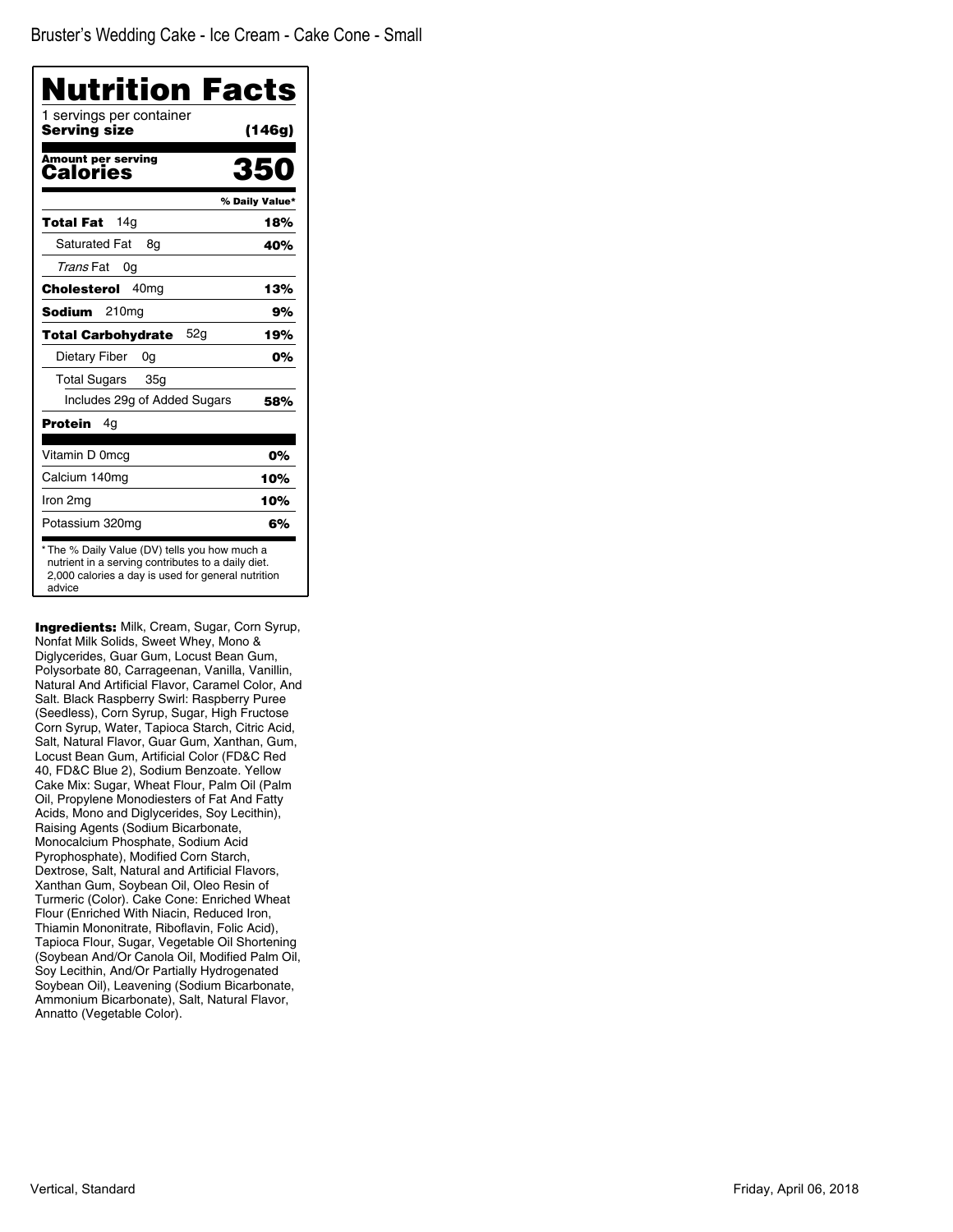Bruster's Wedding Cake - Ice Cream - Cake Cone - Small

# Nutrition Facts

1 servings per container

**Serving size** **(146g)**

**Amount per serving**
**Calories** **350**

| | % Daily Value* |
|---|---|
| **Total Fat** 14g | **18%** |
| Saturated Fat 8g | **40%** |
| *Trans* Fat 0g | |
| **Cholesterol** 40mg | **13%** |
| **Sodium** 210mg | **9%** |
| **Total Carbohydrate** 52g | **19%** |
| Dietary Fiber 0g | **0%** |
| Total Sugars 35g | |
| Includes 29g of Added Sugars | **58%** |
| **Protein** 4g | |
| Vitamin D 0mcg | **0%** |
| Calcium 140mg | **10%** |
| Iron 2mg | **10%** |
| Potassium 320mg | **6%** |

* The % Daily Value (DV) tells you how much a nutrient in a serving contributes to a daily diet. 2,000 calories a day is used for general nutrition advice

**Ingredients:** Milk, Cream, Sugar, Corn Syrup, Nonfat Milk Solids, Sweet Whey, Mono & Diglycerides, Guar Gum, Locust Bean Gum, Polysorbate 80, Carrageenan, Vanilla, Vanillin, Natural And Artificial Flavor, Caramel Color, And Salt. Black Raspberry Swirl: Raspberry Puree (Seedless), Corn Syrup, Sugar, High Fructose Corn Syrup, Water, Tapioca Starch, Citric Acid, Salt, Natural Flavor, Guar Gum, Xanthan, Gum, Locust Bean Gum, Artificial Color (FD&C Red 40, FD&C Blue 2), Sodium Benzoate. Yellow Cake Mix: Sugar, Wheat Flour, Palm Oil (Palm Oil, Propylene Monodiesters of Fat And Fatty Acids, Mono and Diglycerides, Soy Lecithin), Raising Agents (Sodium Bicarbonate, Monocalcium Phosphate, Sodium Acid Pyrophosphate), Modified Corn Starch, Dextrose, Salt, Natural and Artificial Flavors, Xanthan Gum, Soybean Oil, Oleo Resin of Turmeric (Color). Cake Cone: Enriched Wheat Flour (Enriched With Niacin, Reduced Iron, Thiamin Mononitrate, Riboflavin, Folic Acid), Tapioca Flour, Sugar, Vegetable Oil Shortening (Soybean And/Or Canola Oil, Modified Palm Oil, Soy Lecithin, And/Or Partially Hydrogenated Soybean Oil), Leavening (Sodium Bicarbonate, Ammonium Bicarbonate), Salt, Natural Flavor, Annatto (Vegetable Color).

Vertical, Standard

Friday, April 06, 2018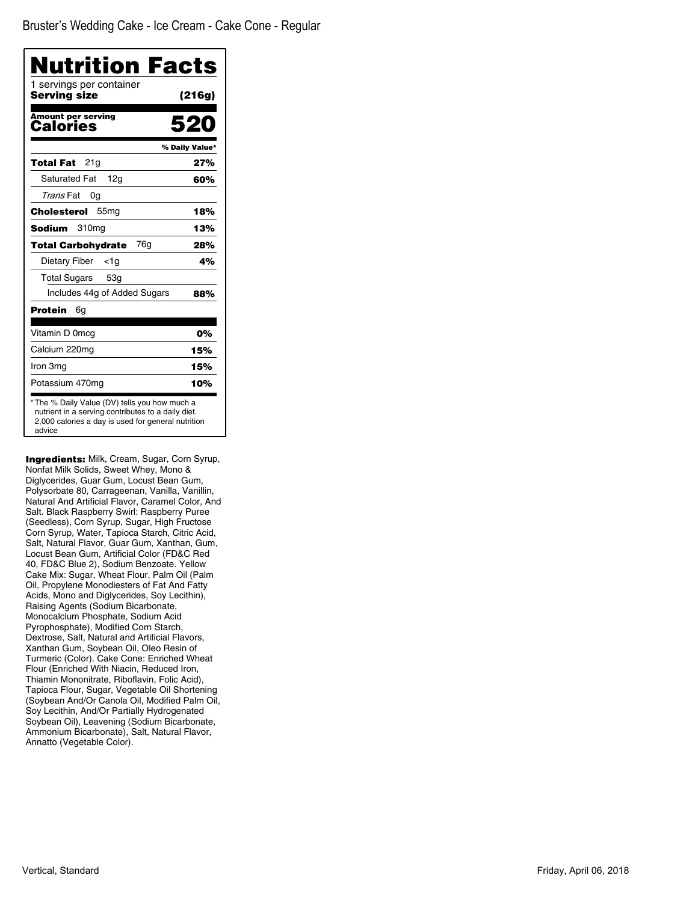Bruster's Wedding Cake - Ice Cream - Cake Cone - Regular

# Nutrition Facts

1 servings per container

**Serving size** **(216g)**

**Amount per serving**

**Calories** **520**

| | % Daily Value* |
|---|---|
| **Total Fat** 21g | **27%** |
| Saturated Fat 12g | **60%** |
| *Trans* Fat 0g | |
| **Cholesterol** 55mg | **18%** |
| **Sodium** 310mg | **13%** |
| **Total Carbohydrate** 76g | **28%** |
| Dietary Fiber <1g | **4%** |
| Total Sugars 53g | |
| Includes 44g of Added Sugars | **88%** |
| **Protein** 6g | |
| Vitamin D 0mcg | **0%** |
| Calcium 220mg | **15%** |
| Iron 3mg | **15%** |
| Potassium 470mg | **10%** |

* The % Daily Value (DV) tells you how much a nutrient in a serving contributes to a daily diet. 2,000 calories a day is used for general nutrition advice

**Ingredients:** Milk, Cream, Sugar, Corn Syrup, Nonfat Milk Solids, Sweet Whey, Mono & Diglycerides, Guar Gum, Locust Bean Gum, Polysorbate 80, Carrageenan, Vanilla, Vanillin, Natural And Artificial Flavor, Caramel Color, And Salt. Black Raspberry Swirl: Raspberry Puree (Seedless), Corn Syrup, Sugar, High Fructose Corn Syrup, Water, Tapioca Starch, Citric Acid, Salt, Natural Flavor, Guar Gum, Xanthan, Gum, Locust Bean Gum, Artificial Color (FD&C Red 40, FD&C Blue 2), Sodium Benzoate. Yellow Cake Mix: Sugar, Wheat Flour, Palm Oil (Palm Oil, Propylene Monodiesters of Fat And Fatty Acids, Mono and Diglycerides, Soy Lecithin), Raising Agents (Sodium Bicarbonate, Monocalcium Phosphate, Sodium Acid Pyrophosphate), Modified Corn Starch, Dextrose, Salt, Natural and Artificial Flavors, Xanthan Gum, Soybean Oil, Oleo Resin of Turmeric (Color). Cake Cone: Enriched Wheat Flour (Enriched With Niacin, Reduced Iron, Thiamin Mononitrate, Riboflavin, Folic Acid), Tapioca Flour, Sugar, Vegetable Oil Shortening (Soybean And/Or Canola Oil, Modified Palm Oil, Soy Lecithin, And/Or Partially Hydrogenated Soybean Oil), Leavening (Sodium Bicarbonate, Ammonium Bicarbonate), Salt, Natural Flavor, Annatto (Vegetable Color).

Vertical, Standard

Friday, April 06, 2018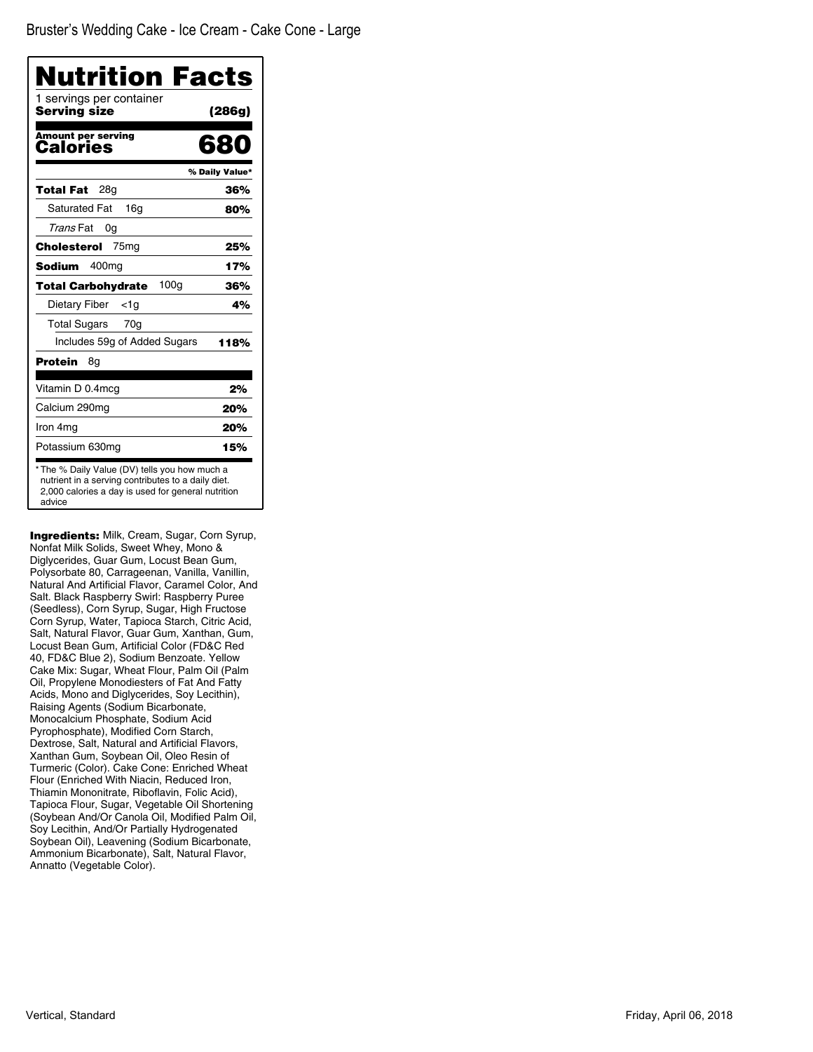Bruster's Wedding Cake - Ice Cream - Cake Cone - Large

# Nutrition Facts

1 servings per container
**Serving size** **(286g)**

**Amount per serving**
**Calories** **680**

| | % Daily Value* |
|---|---|
| **Total Fat** 28g | **36%** |
| Saturated Fat 16g | **80%** |
| *Trans* Fat 0g | |
| **Cholesterol** 75mg | **25%** |
| **Sodium** 400mg | **17%** |
| **Total Carbohydrate** 100g | **36%** |
| Dietary Fiber <1g | **4%** |
| Total Sugars 70g | |
| Includes 59g of Added Sugars | **118%** |
| **Protein** 8g | |
| Vitamin D 0.4mcg | **2%** |
| Calcium 290mg | **20%** |
| Iron 4mg | **20%** |
| Potassium 630mg | **15%** |

* The % Daily Value (DV) tells you how much a nutrient in a serving contributes to a daily diet. 2,000 calories a day is used for general nutrition advice

**Ingredients:** Milk, Cream, Sugar, Corn Syrup, Nonfat Milk Solids, Sweet Whey, Mono & Diglycerides, Guar Gum, Locust Bean Gum, Polysorbate 80, Carrageenan, Vanilla, Vanillin, Natural And Artificial Flavor, Caramel Color, And Salt. Black Raspberry Swirl: Raspberry Puree (Seedless), Corn Syrup, Sugar, High Fructose Corn Syrup, Water, Tapioca Starch, Citric Acid, Salt, Natural Flavor, Guar Gum, Xanthan, Gum, Locust Bean Gum, Artificial Color (FD&C Red 40, FD&C Blue 2), Sodium Benzoate. Yellow Cake Mix: Sugar, Wheat Flour, Palm Oil (Palm Oil, Propylene Monodiesters of Fat And Fatty Acids, Mono and Diglycerides, Soy Lecithin), Raising Agents (Sodium Bicarbonate, Monocalcium Phosphate, Sodium Acid Pyrophosphate), Modified Corn Starch, Dextrose, Salt, Natural and Artificial Flavors, Xanthan Gum, Soybean Oil, Oleo Resin of Turmeric (Color). Cake Cone: Enriched Wheat Flour (Enriched With Niacin, Reduced Iron, Thiamin Mononitrate, Riboflavin, Folic Acid), Tapioca Flour, Sugar, Vegetable Oil Shortening (Soybean And/Or Canola Oil, Modified Palm Oil, Soy Lecithin, And/Or Partially Hydrogenated Soybean Oil), Leavening (Sodium Bicarbonate, Ammonium Bicarbonate), Salt, Natural Flavor, Annatto (Vegetable Color).

Vertical, Standard

Friday, April 06, 2018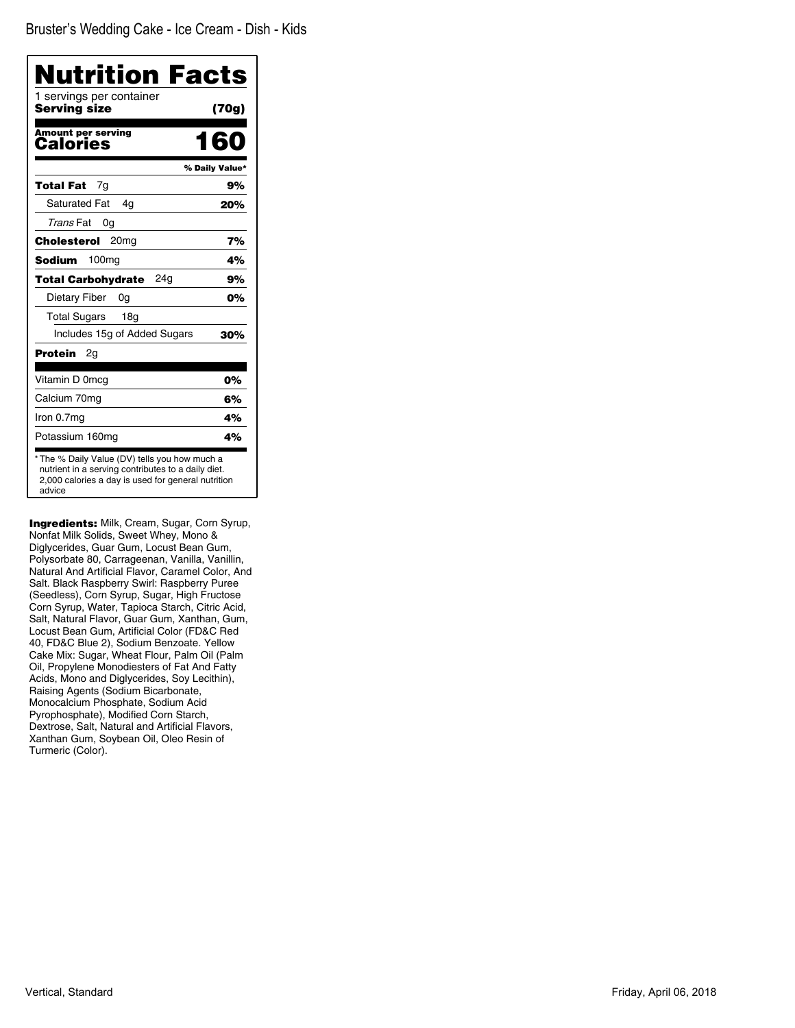Bruster's Wedding Cake - Ice Cream - Dish - Kids

# Nutrition Facts

1 servings per container

**Serving size** **(70g)**

**Amount per serving**

**Calories** **160**

| | % Daily Value* |
|---|---|
| **Total Fat** 7g | **9%** |
| Saturated Fat 4g | **20%** |
| *Trans* Fat 0g | |
| **Cholesterol** 20mg | **7%** |
| **Sodium** 100mg | **4%** |
| **Total Carbohydrate** 24g | **9%** |
| Dietary Fiber 0g | **0%** |
| Total Sugars 18g | |
| Includes 15g of Added Sugars | **30%** |
| **Protein** 2g | |
| Vitamin D 0mcg | **0%** |
| Calcium 70mg | **6%** |
| Iron 0.7mg | **4%** |
| Potassium 160mg | **4%** |

* The % Daily Value (DV) tells you how much a nutrient in a serving contributes to a daily diet. 2,000 calories a day is used for general nutrition advice

**Ingredients:** Milk, Cream, Sugar, Corn Syrup, Nonfat Milk Solids, Sweet Whey, Mono & Diglycerides, Guar Gum, Locust Bean Gum, Polysorbate 80, Carrageenan, Vanilla, Vanillin, Natural And Artificial Flavor, Caramel Color, And Salt. Black Raspberry Swirl: Raspberry Puree (Seedless), Corn Syrup, Sugar, High Fructose Corn Syrup, Water, Tapioca Starch, Citric Acid, Salt, Natural Flavor, Guar Gum, Xanthan, Gum, Locust Bean Gum, Artificial Color (FD&C Red 40, FD&C Blue 2), Sodium Benzoate. Yellow Cake Mix: Sugar, Wheat Flour, Palm Oil (Palm Oil, Propylene Monodiesters of Fat And Fatty Acids, Mono and Diglycerides, Soy Lecithin), Raising Agents (Sodium Bicarbonate, Monocalcium Phosphate, Sodium Acid Pyrophosphate), Modified Corn Starch, Dextrose, Salt, Natural and Artificial Flavors, Xanthan Gum, Soybean Oil, Oleo Resin of Turmeric (Color).

Vertical, Standard

Friday, April 06, 2018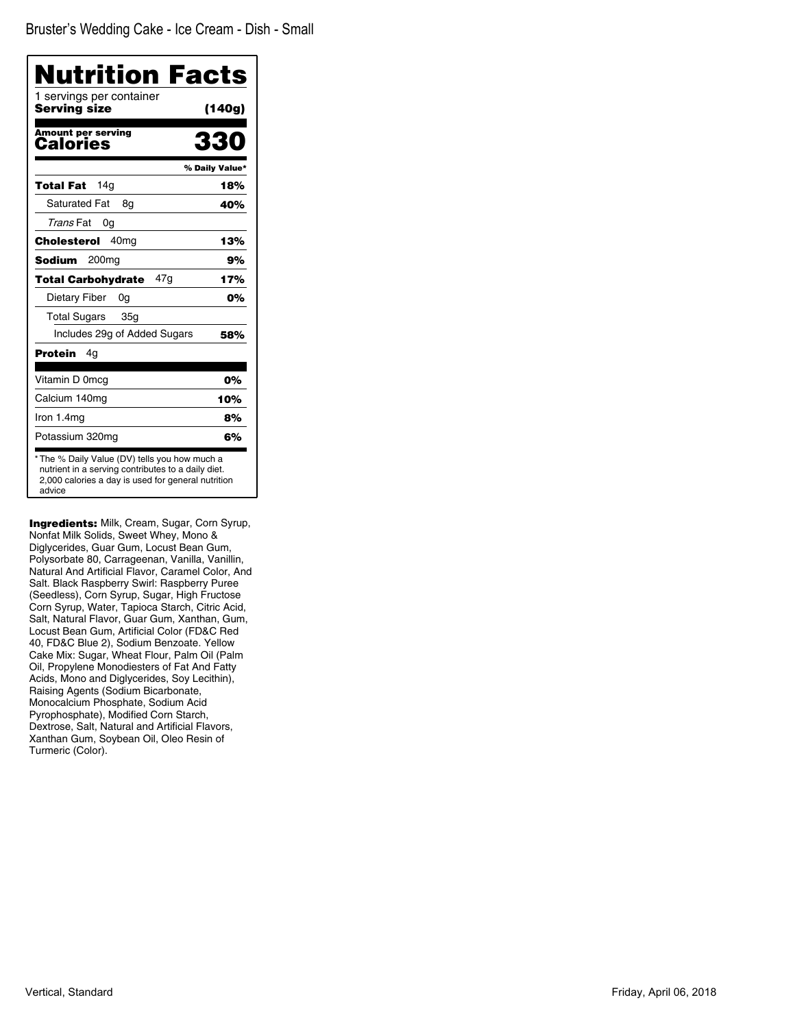Bruster's Wedding Cake - Ice Cream - Dish - Small

# Nutrition Facts

1 servings per container
**Serving size** **(140g)**

**Amount per serving**
**Calories** **330**

| | % Daily Value* |
|---|---|
| **Total Fat** 14g | **18%** |
| Saturated Fat 8g | **40%** |
| *Trans* Fat 0g | |
| **Cholesterol** 40mg | **13%** |
| **Sodium** 200mg | **9%** |
| **Total Carbohydrate** 47g | **17%** |
| Dietary Fiber 0g | **0%** |
| Total Sugars 35g | |
| Includes 29g of Added Sugars | **58%** |
| **Protein** 4g | |
| Vitamin D 0mcg | 0% |
| Calcium 140mg | 10% |
| Iron 1.4mg | 8% |
| Potassium 320mg | 6% |

* The % Daily Value (DV) tells you how much a nutrient in a serving contributes to a daily diet. 2,000 calories a day is used for general nutrition advice

**Ingredients:** Milk, Cream, Sugar, Corn Syrup, Nonfat Milk Solids, Sweet Whey, Mono & Diglycerides, Guar Gum, Locust Bean Gum, Polysorbate 80, Carrageenan, Vanilla, Vanillin, Natural And Artificial Flavor, Caramel Color, And Salt. Black Raspberry Swirl: Raspberry Puree (Seedless), Corn Syrup, Sugar, High Fructose Corn Syrup, Water, Tapioca Starch, Citric Acid, Salt, Natural Flavor, Guar Gum, Xanthan, Gum, Locust Bean Gum, Artificial Color (FD&C Red 40, FD&C Blue 2), Sodium Benzoate. Yellow Cake Mix: Sugar, Wheat Flour, Palm Oil (Palm Oil, Propylene Monodiesters of Fat And Fatty Acids, Mono and Diglycerides, Soy Lecithin), Raising Agents (Sodium Bicarbonate, Monocalcium Phosphate, Sodium Acid Pyrophosphate), Modified Corn Starch, Dextrose, Salt, Natural and Artificial Flavors, Xanthan Gum, Soybean Oil, Oleo Resin of Turmeric (Color).

Vertical, Standard

Friday, April 06, 2018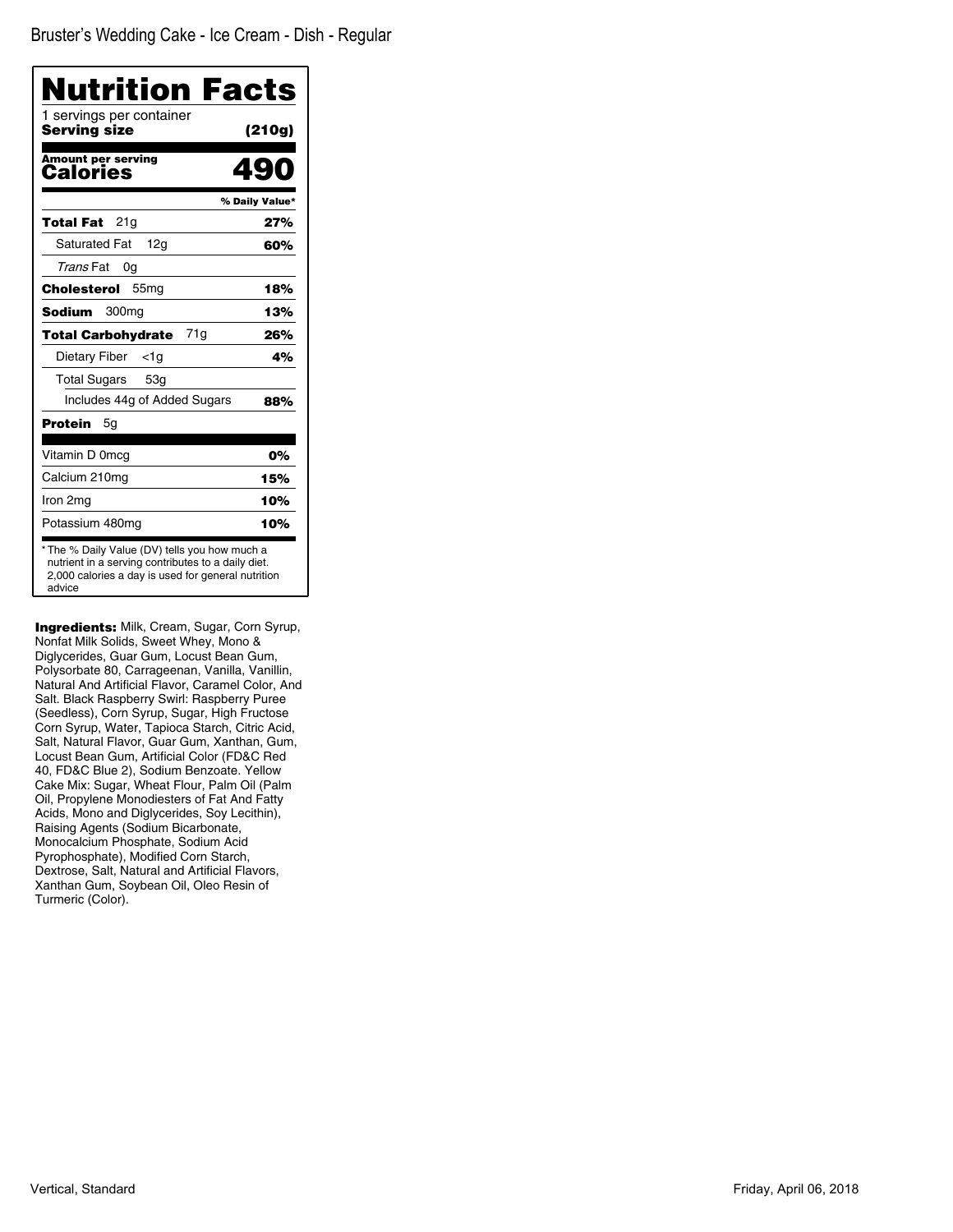Bruster's Wedding Cake - Ice Cream - Dish - Regular

# Nutrition Facts

1 servings per container

**Serving size** **(210g)**

**Amount per serving**

**Calories** **490**

| | % Daily Value* |
|---|---|
| **Total Fat** 21g | **27%** |
| Saturated Fat 12g | **60%** |
| *Trans* Fat 0g | |
| **Cholesterol** 55mg | **18%** |
| **Sodium** 300mg | **13%** |
| **Total Carbohydrate** 71g | **26%** |
| Dietary Fiber <1g | **4%** |
| Total Sugars 53g | |
| Includes 44g of Added Sugars | **88%** |
| **Protein** 5g | |
| Vitamin D 0mcg | **0%** |
| Calcium 210mg | **15%** |
| Iron 2mg | **10%** |
| Potassium 480mg | **10%** |

* The % Daily Value (DV) tells you how much a nutrient in a serving contributes to a daily diet. 2,000 calories a day is used for general nutrition advice

**Ingredients:** Milk, Cream, Sugar, Corn Syrup, Nonfat Milk Solids, Sweet Whey, Mono & Diglycerides, Guar Gum, Locust Bean Gum, Polysorbate 80, Carrageenan, Vanilla, Vanillin, Natural And Artificial Flavor, Caramel Color, And Salt. Black Raspberry Swirl: Raspberry Puree (Seedless), Corn Syrup, Sugar, High Fructose Corn Syrup, Water, Tapioca Starch, Citric Acid, Salt, Natural Flavor, Guar Gum, Xanthan, Gum, Locust Bean Gum, Artificial Color (FD&C Red 40, FD&C Blue 2), Sodium Benzoate. Yellow Cake Mix: Sugar, Wheat Flour, Palm Oil (Palm Oil, Propylene Monodiesters of Fat And Fatty Acids, Mono and Diglycerides, Soy Lecithin), Raising Agents (Sodium Bicarbonate, Monocalcium Phosphate, Sodium Acid Pyrophosphate), Modified Corn Starch, Dextrose, Salt, Natural and Artificial Flavors, Xanthan Gum, Soybean Oil, Oleo Resin of Turmeric (Color).

Vertical, Standard

Friday, April 06, 2018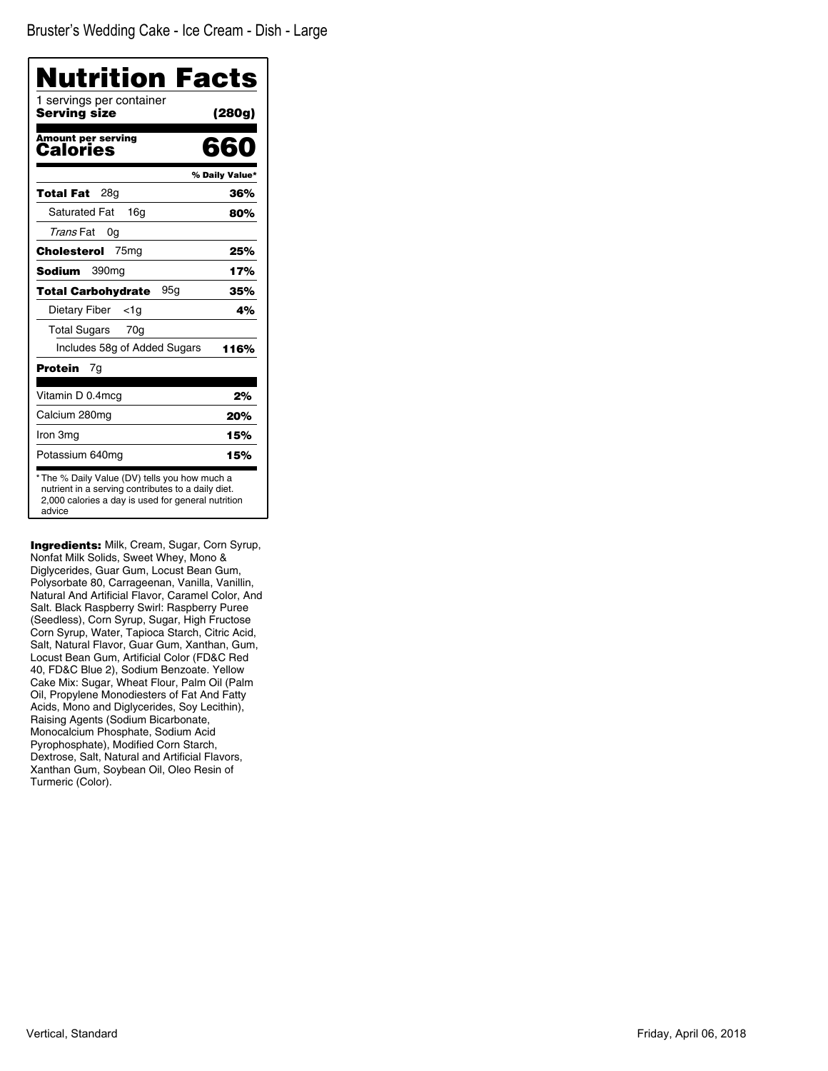Bruster's Wedding Cake - Ice Cream - Dish - Large

# Nutrition Facts

1 servings per container
**Serving size** **(280g)**

**Amount per serving**
**Calories** **660**

| | % Daily Value* |
|---|---|
| **Total Fat** 28g | **36%** |
| Saturated Fat 16g | **80%** |
| *Trans* Fat 0g | |
| **Cholesterol** 75mg | **25%** |
| **Sodium** 390mg | **17%** |
| **Total Carbohydrate** 95g | **35%** |
| Dietary Fiber <1g | **4%** |
| Total Sugars 70g | |
| Includes 58g of Added Sugars | **116%** |
| **Protein** 7g | |
| Vitamin D 0.4mcg | **2%** |
| Calcium 280mg | **20%** |
| Iron 3mg | **15%** |
| Potassium 640mg | **15%** |

* The % Daily Value (DV) tells you how much a nutrient in a serving contributes to a daily diet. 2,000 calories a day is used for general nutrition advice

**Ingredients:** Milk, Cream, Sugar, Corn Syrup, Nonfat Milk Solids, Sweet Whey, Mono & Diglycerides, Guar Gum, Locust Bean Gum, Polysorbate 80, Carrageenan, Vanilla, Vanillin, Natural And Artificial Flavor, Caramel Color, And Salt. Black Raspberry Swirl: Raspberry Puree (Seedless), Corn Syrup, Sugar, High Fructose Corn Syrup, Water, Tapioca Starch, Citric Acid, Salt, Natural Flavor, Guar Gum, Xanthan, Gum, Locust Bean Gum, Artificial Color (FD&C Red 40, FD&C Blue 2), Sodium Benzoate. Yellow Cake Mix: Sugar, Wheat Flour, Palm Oil (Palm Oil, Propylene Monodiesters of Fat And Fatty Acids, Mono and Diglycerides, Soy Lecithin), Raising Agents (Sodium Bicarbonate, Monocalcium Phosphate, Sodium Acid Pyrophosphate), Modified Corn Starch, Dextrose, Salt, Natural and Artificial Flavors, Xanthan Gum, Soybean Oil, Oleo Resin of Turmeric (Color).

Vertical, Standard

Friday, April 06, 2018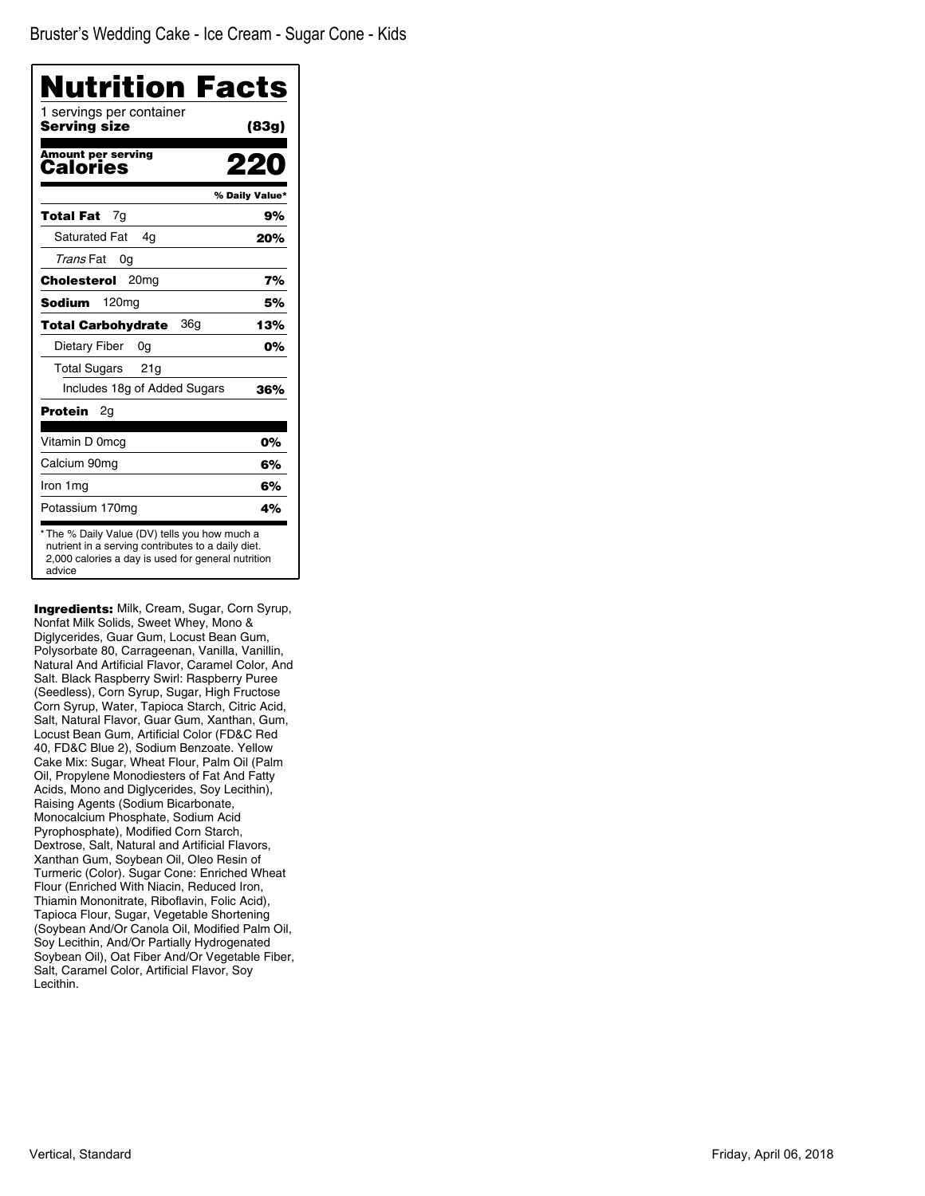Bruster's Wedding Cake - Ice Cream - Sugar Cone - Kids

# Nutrition Facts

1 servings per container

**Serving size** **(83g)**

**Amount per serving**

**Calories** **220**

| | % Daily Value* |
|---|---|
| **Total Fat** 7g | **9%** |
| Saturated Fat 4g | **20%** |
| *Trans* Fat 0g | |
| **Cholesterol** 20mg | **7%** |
| **Sodium** 120mg | **5%** |
| **Total Carbohydrate** 36g | **13%** |
| Dietary Fiber 0g | **0%** |
| Total Sugars 21g | |
| Includes 18g of Added Sugars | **36%** |
| **Protein** 2g | |
| Vitamin D 0mcg | **0%** |
| Calcium 90mg | **6%** |
| Iron 1mg | **6%** |
| Potassium 170mg | **4%** |

* The % Daily Value (DV) tells you how much a nutrient in a serving contributes to a daily diet. 2,000 calories a day is used for general nutrition advice

**Ingredients:** Milk, Cream, Sugar, Corn Syrup, Nonfat Milk Solids, Sweet Whey, Mono & Diglycerides, Guar Gum, Locust Bean Gum, Polysorbate 80, Carrageenan, Vanilla, Vanillin, Natural And Artificial Flavor, Caramel Color, And Salt. Black Raspberry Swirl: Raspberry Puree (Seedless), Corn Syrup, Sugar, High Fructose Corn Syrup, Water, Tapioca Starch, Citric Acid, Salt, Natural Flavor, Guar Gum, Xanthan, Gum, Locust Bean Gum, Artificial Color (FD&C Red 40, FD&C Blue 2), Sodium Benzoate. Yellow Cake Mix: Sugar, Wheat Flour, Palm Oil (Palm Oil, Propylene Monodiesters of Fat And Fatty Acids, Mono and Diglycerides, Soy Lecithin), Raising Agents (Sodium Bicarbonate, Monocalcium Phosphate, Sodium Acid Pyrophosphate), Modified Corn Starch, Dextrose, Salt, Natural and Artificial Flavors, Xanthan Gum, Soybean Oil, Oleo Resin of Turmeric (Color). Sugar Cone: Enriched Wheat Flour (Enriched With Niacin, Reduced Iron, Thiamin Mononitrate, Riboflavin, Folic Acid), Tapioca Flour, Sugar, Vegetable Shortening (Soybean And/Or Canola Oil, Modified Palm Oil, Soy Lecithin, And/Or Partially Hydrogenated Soybean Oil), Oat Fiber And/Or Vegetable Fiber, Salt, Caramel Color, Artificial Flavor, Soy Lecithin.

Vertical, Standard

Friday, April 06, 2018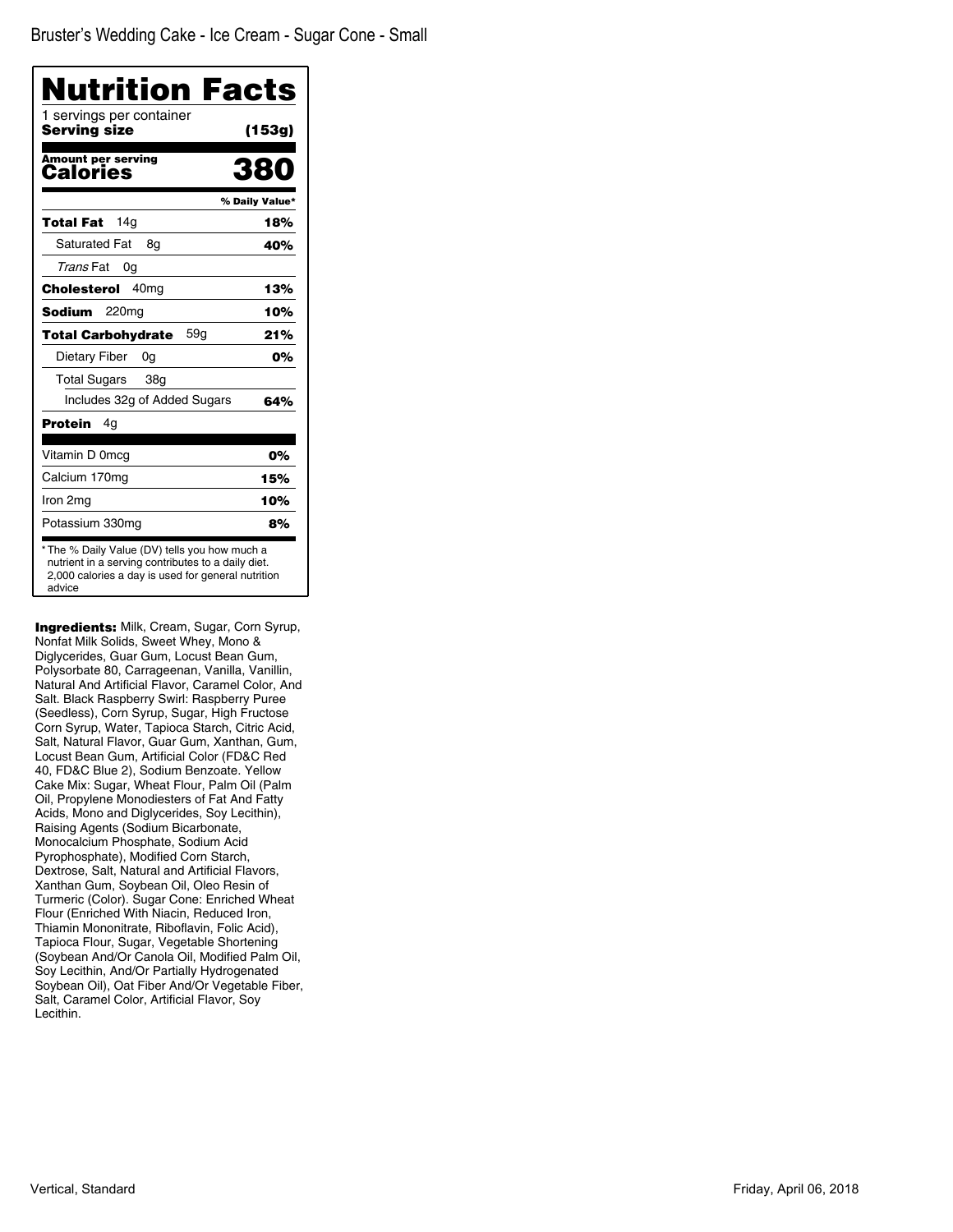Bruster's Wedding Cake - Ice Cream - Sugar Cone - Small

# Nutrition Facts

1 servings per container
**Serving size** **(153g)**

**Amount per serving**
**Calories** **380**

| | % Daily Value* |
|---|---|
| **Total Fat** 14g | **18%** |
| Saturated Fat 8g | **40%** |
| *Trans* Fat 0g | |
| **Cholesterol** 40mg | **13%** |
| **Sodium** 220mg | **10%** |
| **Total Carbohydrate** 59g | **21%** |
| Dietary Fiber 0g | **0%** |
| Total Sugars 38g | |
| Includes 32g of Added Sugars | **64%** |
| **Protein** 4g | |
| Vitamin D 0mcg | **0%** |
| Calcium 170mg | **15%** |
| Iron 2mg | **10%** |
| Potassium 330mg | **8%** |

* The % Daily Value (DV) tells you how much a nutrient in a serving contributes to a daily diet. 2,000 calories a day is used for general nutrition advice

**Ingredients:** Milk, Cream, Sugar, Corn Syrup, Nonfat Milk Solids, Sweet Whey, Mono & Diglycerides, Guar Gum, Locust Bean Gum, Polysorbate 80, Carrageenan, Vanilla, Vanillin, Natural And Artificial Flavor, Caramel Color, And Salt. Black Raspberry Swirl: Raspberry Puree (Seedless), Corn Syrup, Sugar, High Fructose Corn Syrup, Water, Tapioca Starch, Citric Acid, Salt, Natural Flavor, Guar Gum, Xanthan, Gum, Locust Bean Gum, Artificial Color (FD&C Red 40, FD&C Blue 2), Sodium Benzoate. Yellow Cake Mix: Sugar, Wheat Flour, Palm Oil (Palm Oil, Propylene Monodiesters of Fat And Fatty Acids, Mono and Diglycerides, Soy Lecithin), Raising Agents (Sodium Bicarbonate, Monocalcium Phosphate, Sodium Acid Pyrophosphate), Modified Corn Starch, Dextrose, Salt, Natural and Artificial Flavors, Xanthan Gum, Soybean Oil, Oleo Resin of Turmeric (Color). Sugar Cone: Enriched Wheat Flour (Enriched With Niacin, Reduced Iron, Thiamin Mononitrate, Riboflavin, Folic Acid), Tapioca Flour, Sugar, Vegetable Shortening (Soybean And/Or Canola Oil, Modified Palm Oil, Soy Lecithin, And/Or Partially Hydrogenated Soybean Oil), Oat Fiber And/Or Vegetable Fiber, Salt, Caramel Color, Artificial Flavor, Soy Lecithin.

Vertical, Standard

Friday, April 06, 2018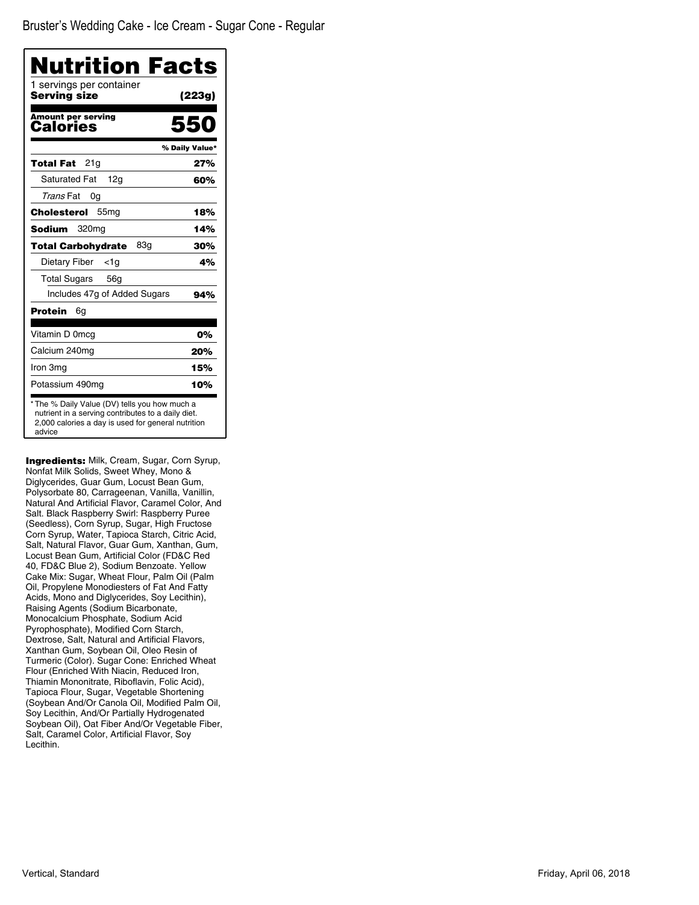Bruster's Wedding Cake - Ice Cream - Sugar Cone - Regular

# Nutrition Facts

1 servings per container
**Serving size** **(223g)**

**Amount per serving**
**Calories** **550**

| | % Daily Value* |
|---|---|
| **Total Fat** 21g | **27%** |
| Saturated Fat 12g | **60%** |
| *Trans* Fat 0g | |
| **Cholesterol** 55mg | **18%** |
| **Sodium** 320mg | **14%** |
| **Total Carbohydrate** 83g | **30%** |
| Dietary Fiber <1g | **4%** |
| Total Sugars 56g | |
| Includes 47g of Added Sugars | **94%** |
| **Protein** 6g | |
| Vitamin D 0mcg | **0%** |
| Calcium 240mg | **20%** |
| Iron 3mg | **15%** |
| Potassium 490mg | **10%** |

* The % Daily Value (DV) tells you how much a nutrient in a serving contributes to a daily diet. 2,000 calories a day is used for general nutrition advice

**Ingredients:** Milk, Cream, Sugar, Corn Syrup, Nonfat Milk Solids, Sweet Whey, Mono & Diglycerides, Guar Gum, Locust Bean Gum, Polysorbate 80, Carrageenan, Vanilla, Vanillin, Natural And Artificial Flavor, Caramel Color, And Salt. Black Raspberry Swirl: Raspberry Puree (Seedless), Corn Syrup, Sugar, High Fructose Corn Syrup, Water, Tapioca Starch, Citric Acid, Salt, Natural Flavor, Guar Gum, Xanthan, Gum, Locust Bean Gum, Artificial Color (FD&C Red 40, FD&C Blue 2), Sodium Benzoate. Yellow Cake Mix: Sugar, Wheat Flour, Palm Oil (Palm Oil, Propylene Monodiesters of Fat And Fatty Acids, Mono and Diglycerides, Soy Lecithin), Raising Agents (Sodium Bicarbonate, Monocalcium Phosphate, Sodium Acid Pyrophosphate), Modified Corn Starch, Dextrose, Salt, Natural and Artificial Flavors, Xanthan Gum, Soybean Oil, Oleo Resin of Turmeric (Color). Sugar Cone: Enriched Wheat Flour (Enriched With Niacin, Reduced Iron, Thiamin Mononitrate, Riboflavin, Folic Acid), Tapioca Flour, Sugar, Vegetable Shortening (Soybean And/Or Canola Oil, Modified Palm Oil, Soy Lecithin, And/Or Partially Hydrogenated Soybean Oil), Oat Fiber And/Or Vegetable Fiber, Salt, Caramel Color, Artificial Flavor, Soy Lecithin.

Vertical, Standard

Friday, April 06, 2018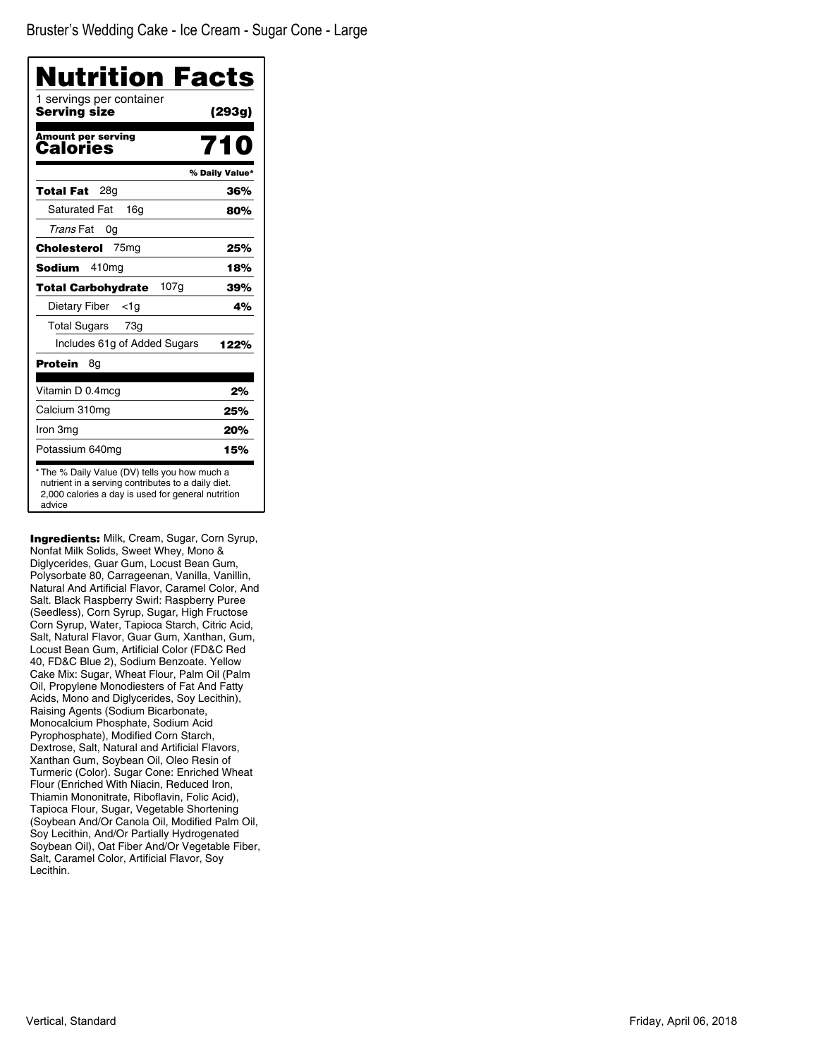Bruster's Wedding Cake - Ice Cream - Sugar Cone - Large

# Nutrition Facts

1 servings per container
**Serving size** **(293g)**

**Amount per serving**
**Calories** **710**

| | % Daily Value* |
|---|---|
| **Total Fat** 28g | **36%** |
| Saturated Fat 16g | **80%** |
| *Trans* Fat 0g | |
| **Cholesterol** 75mg | **25%** |
| **Sodium** 410mg | **18%** |
| **Total Carbohydrate** 107g | **39%** |
| Dietary Fiber <1g | **4%** |
| Total Sugars 73g | |
| Includes 61g of Added Sugars | **122%** |
| **Protein** 8g | |
| Vitamin D 0.4mcg | **2%** |
| Calcium 310mg | **25%** |
| Iron 3mg | **20%** |
| Potassium 640mg | **15%** |

* The % Daily Value (DV) tells you how much a nutrient in a serving contributes to a daily diet. 2,000 calories a day is used for general nutrition advice

**Ingredients:** Milk, Cream, Sugar, Corn Syrup, Nonfat Milk Solids, Sweet Whey, Mono & Diglycerides, Guar Gum, Locust Bean Gum, Polysorbate 80, Carrageenan, Vanilla, Vanillin, Natural And Artificial Flavor, Caramel Color, And Salt. Black Raspberry Swirl: Raspberry Puree (Seedless), Corn Syrup, Sugar, High Fructose Corn Syrup, Water, Tapioca Starch, Citric Acid, Salt, Natural Flavor, Guar Gum, Xanthan, Gum, Locust Bean Gum, Artificial Color (FD&C Red 40, FD&C Blue 2), Sodium Benzoate. Yellow Cake Mix: Sugar, Wheat Flour, Palm Oil (Palm Oil, Propylene Monodiesters of Fat And Fatty Acids, Mono and Diglycerides, Soy Lecithin), Raising Agents (Sodium Bicarbonate, Monocalcium Phosphate, Sodium Acid Pyrophosphate), Modified Corn Starch, Dextrose, Salt, Natural and Artificial Flavors, Xanthan Gum, Soybean Oil, Oleo Resin of Turmeric (Color). Sugar Cone: Enriched Wheat Flour (Enriched With Niacin, Reduced Iron, Thiamin Mononitrate, Riboflavin, Folic Acid), Tapioca Flour, Sugar, Vegetable Shortening (Soybean And/Or Canola Oil, Modified Palm Oil, Soy Lecithin, And/Or Partially Hydrogenated Soybean Oil), Oat Fiber And/Or Vegetable Fiber, Salt, Caramel Color, Artificial Flavor, Soy Lecithin.

Vertical, Standard

Friday, April 06, 2018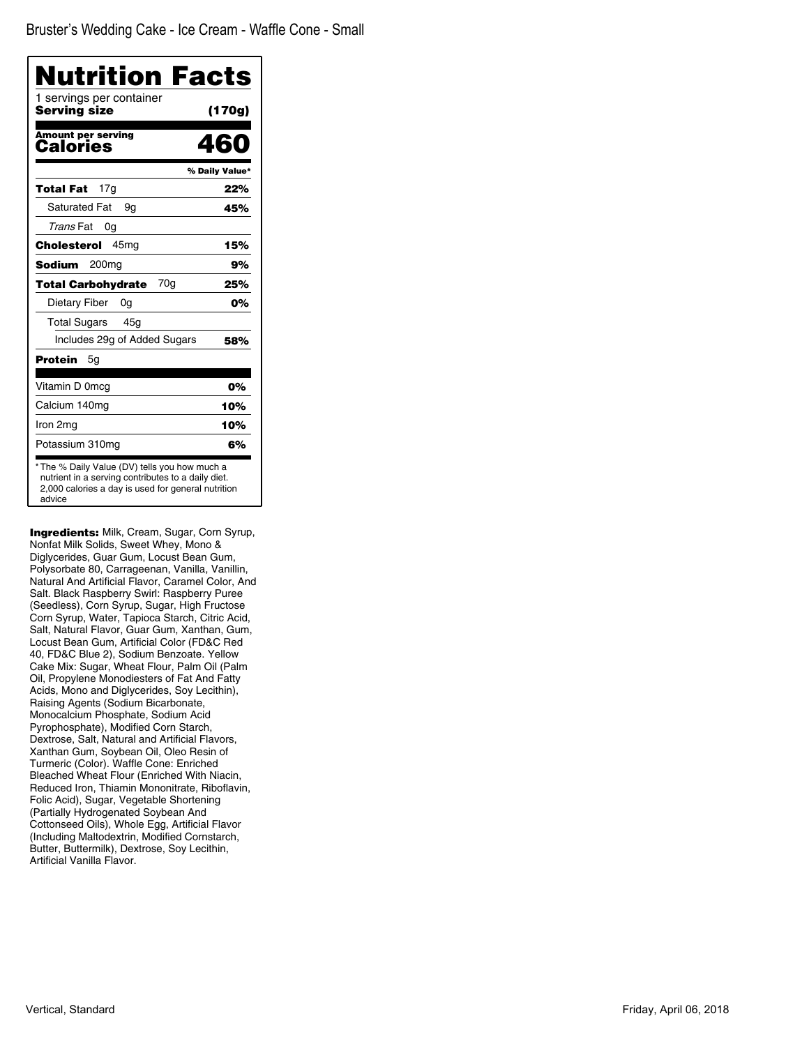Bruster's Wedding Cake - Ice Cream - Waffle Cone - Small

# Nutrition Facts

1 servings per container

**Serving size** **(170g)**

**Amount per serving**

**Calories** **460**

| | % Daily Value* |
|---|---|
| **Total Fat** 17g | **22%** |
| Saturated Fat 9g | **45%** |
| *Trans* Fat 0g | |
| **Cholesterol** 45mg | **15%** |
| **Sodium** 200mg | **9%** |
| **Total Carbohydrate** 70g | **25%** |
| Dietary Fiber 0g | **0%** |
| Total Sugars 45g | |
| Includes 29g of Added Sugars | **58%** |
| **Protein** 5g | |
| Vitamin D 0mcg | **0%** |
| Calcium 140mg | **10%** |
| Iron 2mg | **10%** |
| Potassium 310mg | **6%** |

* The % Daily Value (DV) tells you how much a nutrient in a serving contributes to a daily diet. 2,000 calories a day is used for general nutrition advice

**Ingredients:** Milk, Cream, Sugar, Corn Syrup, Nonfat Milk Solids, Sweet Whey, Mono & Diglycerides, Guar Gum, Locust Bean Gum, Polysorbate 80, Carrageenan, Vanilla, Vanillin, Natural And Artificial Flavor, Caramel Color, And Salt. Black Raspberry Swirl: Raspberry Puree (Seedless), Corn Syrup, Sugar, High Fructose Corn Syrup, Water, Tapioca Starch, Citric Acid, Salt, Natural Flavor, Guar Gum, Xanthan, Gum, Locust Bean Gum, Artificial Color (FD&C Red 40, FD&C Blue 2), Sodium Benzoate. Yellow Cake Mix: Sugar, Wheat Flour, Palm Oil (Palm Oil, Propylene Monodiesters of Fat And Fatty Acids, Mono and Diglycerides, Soy Lecithin), Raising Agents (Sodium Bicarbonate, Monocalcium Phosphate, Sodium Acid Pyrophosphate), Modified Corn Starch, Dextrose, Salt, Natural and Artificial Flavors, Xanthan Gum, Soybean Oil, Oleo Resin of Turmeric (Color). Waffle Cone: Enriched Bleached Wheat Flour (Enriched With Niacin, Reduced Iron, Thiamin Mononitrate, Riboflavin, Folic Acid), Sugar, Vegetable Shortening (Partially Hydrogenated Soybean And Cottonseed Oils), Whole Egg, Artificial Flavor (Including Maltodextrin, Modified Cornstarch, Butter, Buttermilk), Dextrose, Soy Lecithin, Artificial Vanilla Flavor.

Vertical, Standard

Friday, April 06, 2018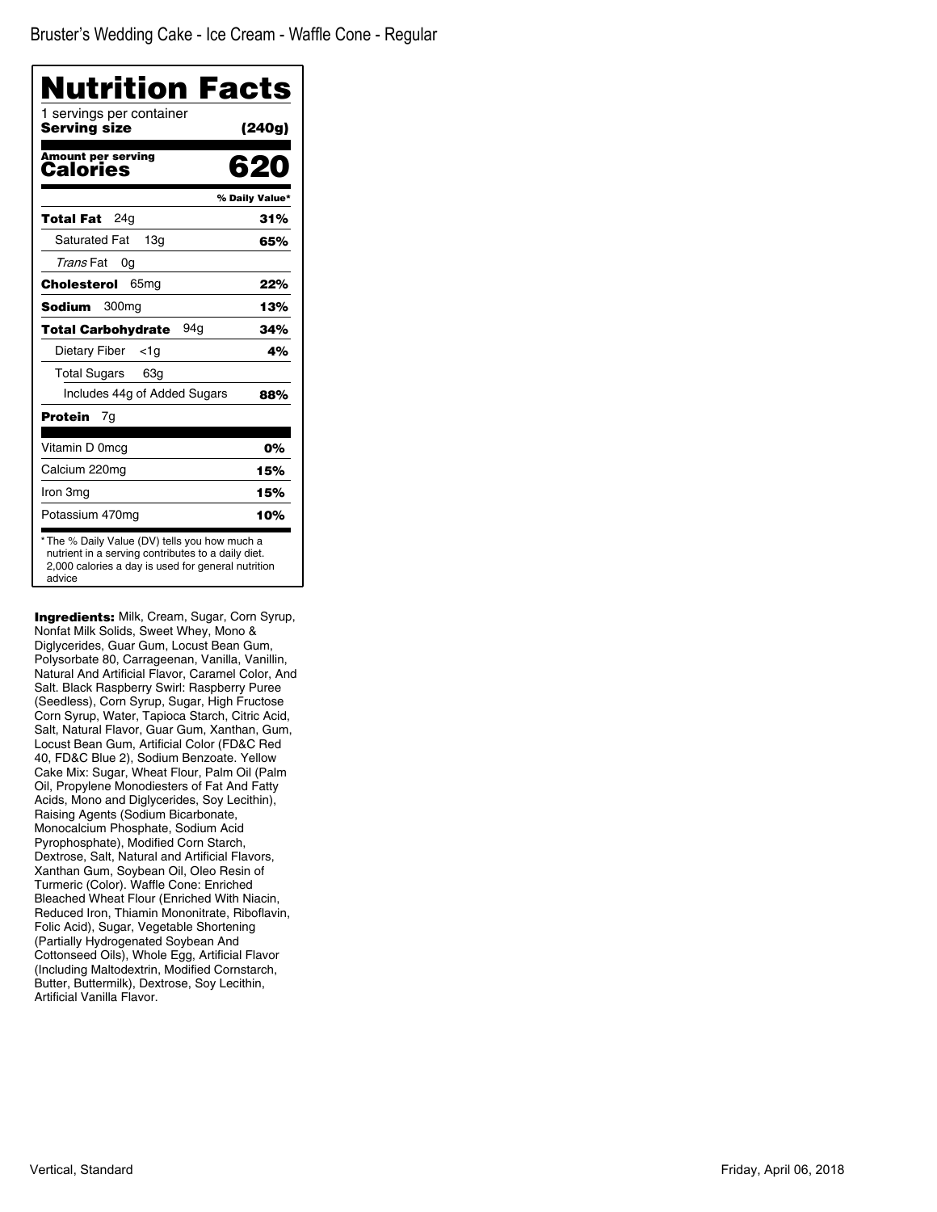Bruster's Wedding Cake - Ice Cream - Waffle Cone - Regular

# Nutrition Facts

1 servings per container

**Serving size** **(240g)**

**Amount per serving**

**Calories** **620**

| | % Daily Value* |
|---|---|
| **Total Fat** 24g | **31%** |
| Saturated Fat 13g | **65%** |
| *Trans* Fat 0g | |
| **Cholesterol** 65mg | **22%** |
| **Sodium** 300mg | **13%** |
| **Total Carbohydrate** 94g | **34%** |
| Dietary Fiber <1g | **4%** |
| Total Sugars 63g | |
| Includes 44g of Added Sugars | **88%** |
| **Protein** 7g | |
| Vitamin D 0mcg | **0%** |
| Calcium 220mg | **15%** |
| Iron 3mg | **15%** |
| Potassium 470mg | **10%** |

* The % Daily Value (DV) tells you how much a nutrient in a serving contributes to a daily diet. 2,000 calories a day is used for general nutrition advice

**Ingredients:** Milk, Cream, Sugar, Corn Syrup, Nonfat Milk Solids, Sweet Whey, Mono & Diglycerides, Guar Gum, Locust Bean Gum, Polysorbate 80, Carrageenan, Vanilla, Vanillin, Natural And Artificial Flavor, Caramel Color, And Salt. Black Raspberry Swirl: Raspberry Puree (Seedless), Corn Syrup, Sugar, High Fructose Corn Syrup, Water, Tapioca Starch, Citric Acid, Salt, Natural Flavor, Guar Gum, Xanthan, Gum, Locust Bean Gum, Artificial Color (FD&C Red 40, FD&C Blue 2), Sodium Benzoate. Yellow Cake Mix: Sugar, Wheat Flour, Palm Oil (Palm Oil, Propylene Monodiesters of Fat And Fatty Acids, Mono and Diglycerides, Soy Lecithin), Raising Agents (Sodium Bicarbonate, Monocalcium Phosphate, Sodium Acid Pyrophosphate), Modified Corn Starch, Dextrose, Salt, Natural and Artificial Flavors, Xanthan Gum, Soybean Oil, Oleo Resin of Turmeric (Color). Waffle Cone: Enriched Bleached Wheat Flour (Enriched With Niacin, Reduced Iron, Thiamin Mononitrate, Riboflavin, Folic Acid), Sugar, Vegetable Shortening (Partially Hydrogenated Soybean And Cottonseed Oils), Whole Egg, Artificial Flavor (Including Maltodextrin, Modified Cornstarch, Butter, Buttermilk), Dextrose, Soy Lecithin, Artificial Vanilla Flavor.

Vertical, Standard

Friday, April 06, 2018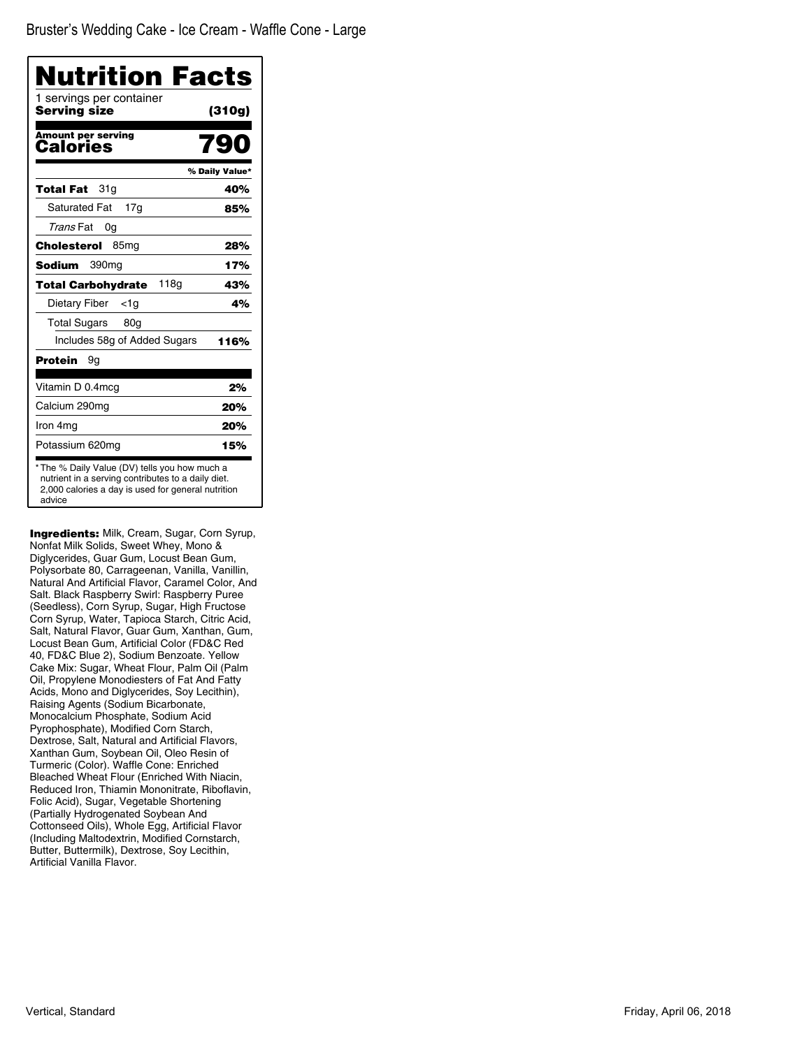Bruster's Wedding Cake - Ice Cream - Waffle Cone - Large

# Nutrition Facts

1 servings per container

**Serving size** **(310g)**

**Amount per serving**
**Calories** **790**

| | |
|---|---|
| | **% Daily Value*** |
| **Total Fat** 31g | **40%** |
| Saturated Fat 17g | **85%** |
| *Trans* Fat 0g | |
| **Cholesterol** 85mg | **28%** |
| **Sodium** 390mg | **17%** |
| **Total Carbohydrate** 118g | **43%** |
| Dietary Fiber <1g | **4%** |
| Total Sugars 80g | |
| Includes 58g of Added Sugars | **116%** |
| **Protein** 9g | |
| Vitamin D 0.4mcg | **2%** |
| Calcium 290mg | **20%** |
| Iron 4mg | **20%** |
| Potassium 620mg | **15%** |

* The % Daily Value (DV) tells you how much a nutrient in a serving contributes to a daily diet. 2,000 calories a day is used for general nutrition advice

**Ingredients:** Milk, Cream, Sugar, Corn Syrup, Nonfat Milk Solids, Sweet Whey, Mono & Diglycerides, Guar Gum, Locust Bean Gum, Polysorbate 80, Carrageenan, Vanilla, Vanillin, Natural And Artificial Flavor, Caramel Color, And Salt. Black Raspberry Swirl: Raspberry Puree (Seedless), Corn Syrup, Sugar, High Fructose Corn Syrup, Water, Tapioca Starch, Citric Acid, Salt, Natural Flavor, Guar Gum, Xanthan, Gum, Locust Bean Gum, Artificial Color (FD&C Red 40, FD&C Blue 2), Sodium Benzoate. Yellow Cake Mix: Sugar, Wheat Flour, Palm Oil (Palm Oil, Propylene Monodiesters of Fat And Fatty Acids, Mono and Diglycerides, Soy Lecithin), Raising Agents (Sodium Bicarbonate, Monocalcium Phosphate, Sodium Acid Pyrophosphate), Modified Corn Starch, Dextrose, Salt, Natural and Artificial Flavors, Xanthan Gum, Soybean Oil, Oleo Resin of Turmeric (Color). Waffle Cone: Enriched Bleached Wheat Flour (Enriched With Niacin, Reduced Iron, Thiamin Mononitrate, Riboflavin, Folic Acid), Sugar, Vegetable Shortening (Partially Hydrogenated Soybean And Cottonseed Oils), Whole Egg, Artificial Flavor (Including Maltodextrin, Modified Cornstarch, Butter, Buttermilk), Dextrose, Soy Lecithin, Artificial Vanilla Flavor.

Vertical, Standard

Friday, April 06, 2018